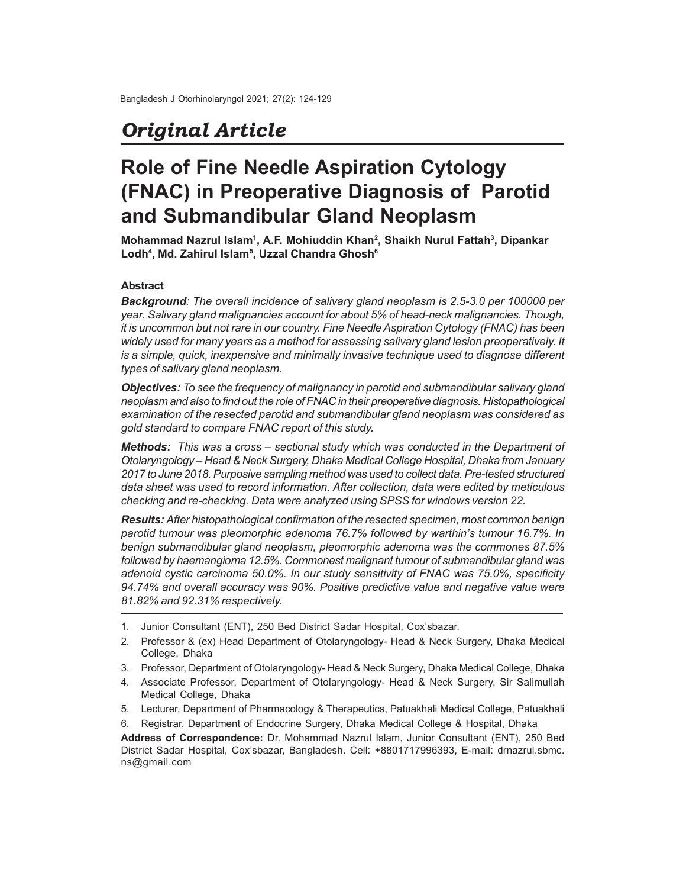## Original Article

# Role of Fine Needle Aspiration Cytology (FNAC) in Preoperative Diagnosis of Parotid and Submandibular Gland Neoplasm

**Mohammad Nazrul Islam[1], A.F. Mohiuddin Khan[2], Shaikh Nurul Fattah[3], Dipankar Lodh[4], Md. Zahirul Islam[5], Uzzal Chandra Ghosh[6]**

### Abstract

***Background**: The overall incidence of salivary gland neoplasm is 2.5-3.0 per 100000 per year. Salivary gland malignancies account for about 5% of head-neck malignancies. Though, it is uncommon but not rare in our country. Fine Needle Aspiration Cytology (FNAC) has been widely used for many years as a method for assessing salivary gland lesion preoperatively. It is a simple, quick, inexpensive and minimally invasive technique used to diagnose different types of salivary gland neoplasm.*

***Objectives:** To see the frequency of malignancy in parotid and submandibular salivary gland neoplasm and also to find out the role of FNAC in their preoperative diagnosis. Histopathological examination of the resected parotid and submandibular gland neoplasm was considered as gold standard to compare FNAC report of this study.*

***Methods:** This was a cross – sectional study which was conducted in the Department of Otolaryngology – Head & Neck Surgery, Dhaka Medical College Hospital, Dhaka from January 2017 to June 2018. Purposive sampling method was used to collect data. Pre-tested structured data sheet was used to record information. After collection, data were edited by meticulous checking and re-checking. Data were analyzed using SPSS for windows version 22.*

***Results:** After histopathological confirmation of the resected specimen, most common benign parotid tumour was pleomorphic adenoma 76.7% followed by warthin's tumour 16.7%. In benign submandibular gland neoplasm, pleomorphic adenoma was the commones 87.5% followed by haemangioma 12.5%. Commonest malignant tumour of submandibular gland was adenoid cystic carcinoma 50.0%. In our study sensitivity of FNAC was 75.0%, specificity 94.74% and overall accuracy was 90%. Positive predictive value and negative value were 81.82% and 92.31% respectively.*

1. Junior Consultant (ENT), 250 Bed District Sadar Hospital, Cox'sbazar.
2. Professor & (ex) Head Department of Otolaryngology- Head & Neck Surgery, Dhaka Medical College, Dhaka
3. Professor, Department of Otolaryngology- Head & Neck Surgery, Dhaka Medical College, Dhaka
4. Associate Professor, Department of Otolaryngology- Head & Neck Surgery, Sir Salimullah Medical College, Dhaka
5. Lecturer, Department of Pharmacology & Therapeutics, Patuakhali Medical College, Patuakhali
6. Registrar, Department of Endocrine Surgery, Dhaka Medical College & Hospital, Dhaka

**Address of Correspondence:** Dr. Mohammad Nazrul Islam, Junior Consultant (ENT), 250 Bed District Sadar Hospital, Cox'sbazar, Bangladesh. Cell: +8801717996393, E-mail: drnazrul.sbmc.ns@gmail.com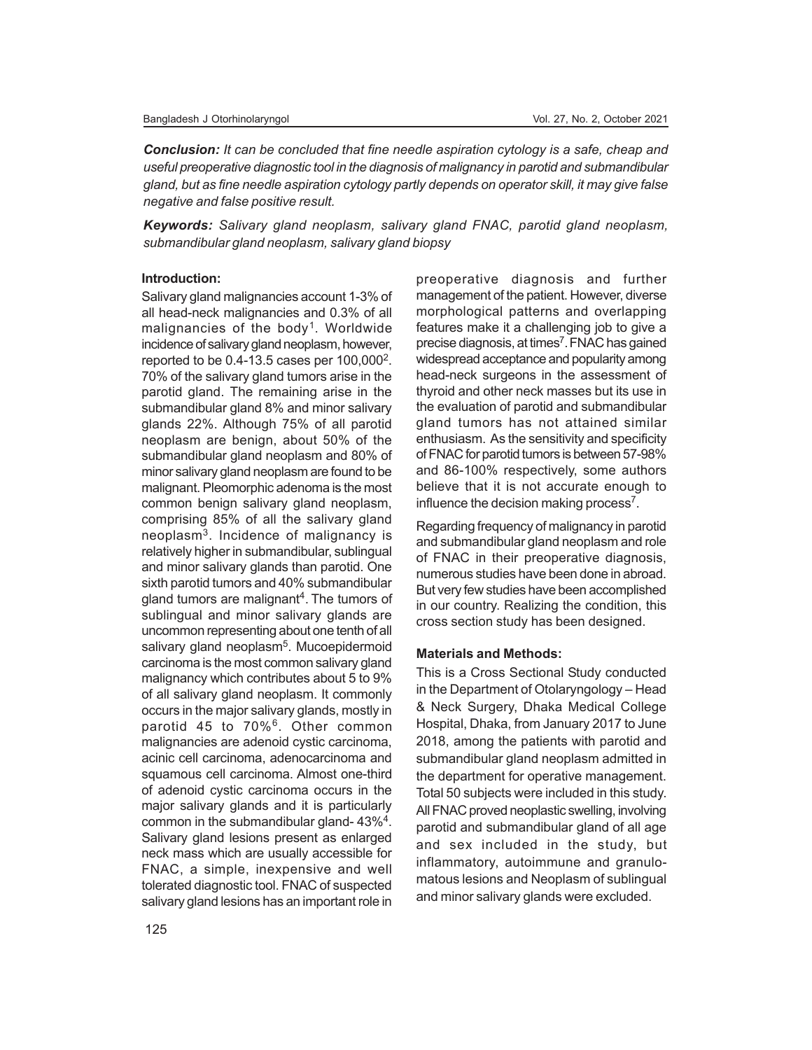***Conclusion:*** *It can be concluded that fine needle aspiration cytology is a safe, cheap and useful preoperative diagnostic tool in the diagnosis of malignancy in parotid and submandibular gland, but as fine needle aspiration cytology partly depends on operator skill, it may give false negative and false positive result.*

***Keywords:*** *Salivary gland neoplasm, salivary gland FNAC, parotid gland neoplasm, submandibular gland neoplasm, salivary gland biopsy*

### Introduction:

Salivary gland malignancies account 1-3% of all head-neck malignancies and 0.3% of all malignancies of the body[1]. Worldwide incidence of salivary gland neoplasm, however, reported to be 0.4-13.5 cases per 100,000[2]. 70% of the salivary gland tumors arise in the parotid gland. The remaining arise in the submandibular gland 8% and minor salivary glands 22%. Although 75% of all parotid neoplasm are benign, about 50% of the submandibular gland neoplasm and 80% of minor salivary gland neoplasm are found to be malignant. Pleomorphic adenoma is the most common benign salivary gland neoplasm, comprising 85% of all the salivary gland neoplasm[3]. Incidence of malignancy is relatively higher in submandibular, sublingual and minor salivary glands than parotid. One sixth parotid tumors and 40% submandibular gland tumors are malignant[4]. The tumors of sublingual and minor salivary glands are uncommon representing about one tenth of all salivary gland neoplasm[5]. Mucoepidermoid carcinoma is the most common salivary gland malignancy which contributes about 5 to 9% of all salivary gland neoplasm. It commonly occurs in the major salivary glands, mostly in parotid 45 to 70%[6]. Other common malignancies are adenoid cystic carcinoma, acinic cell carcinoma, adenocarcinoma and squamous cell carcinoma. Almost one-third of adenoid cystic carcinoma occurs in the major salivary glands and it is particularly common in the submandibular gland- 43%[4]. Salivary gland lesions present as enlarged neck mass which are usually accessible for FNAC, a simple, inexpensive and well tolerated diagnostic tool. FNAC of suspected salivary gland lesions has an important role in preoperative diagnosis and further management of the patient. However, diverse morphological patterns and overlapping features make it a challenging job to give a precise diagnosis, at times[7]. FNAC has gained widespread acceptance and popularity among head-neck surgeons in the assessment of thyroid and other neck masses but its use in the evaluation of parotid and submandibular gland tumors has not attained similar enthusiasm. As the sensitivity and specificity of FNAC for parotid tumors is between 57-98% and 86-100% respectively, some authors believe that it is not accurate enough to influence the decision making process[7].

Regarding frequency of malignancy in parotid and submandibular gland neoplasm and role of FNAC in their preoperative diagnosis, numerous studies have been done in abroad. But very few studies have been accomplished in our country. Realizing the condition, this cross section study has been designed.

### Materials and Methods:

This is a Cross Sectional Study conducted in the Department of Otolaryngology – Head & Neck Surgery, Dhaka Medical College Hospital, Dhaka, from January 2017 to June 2018, among the patients with parotid and submandibular gland neoplasm admitted in the department for operative management. Total 50 subjects were included in this study. All FNAC proved neoplastic swelling, involving parotid and submandibular gland of all age and sex included in the study, but inflammatory, autoimmune and granulomatous lesions and Neoplasm of sublingual and minor salivary glands were excluded.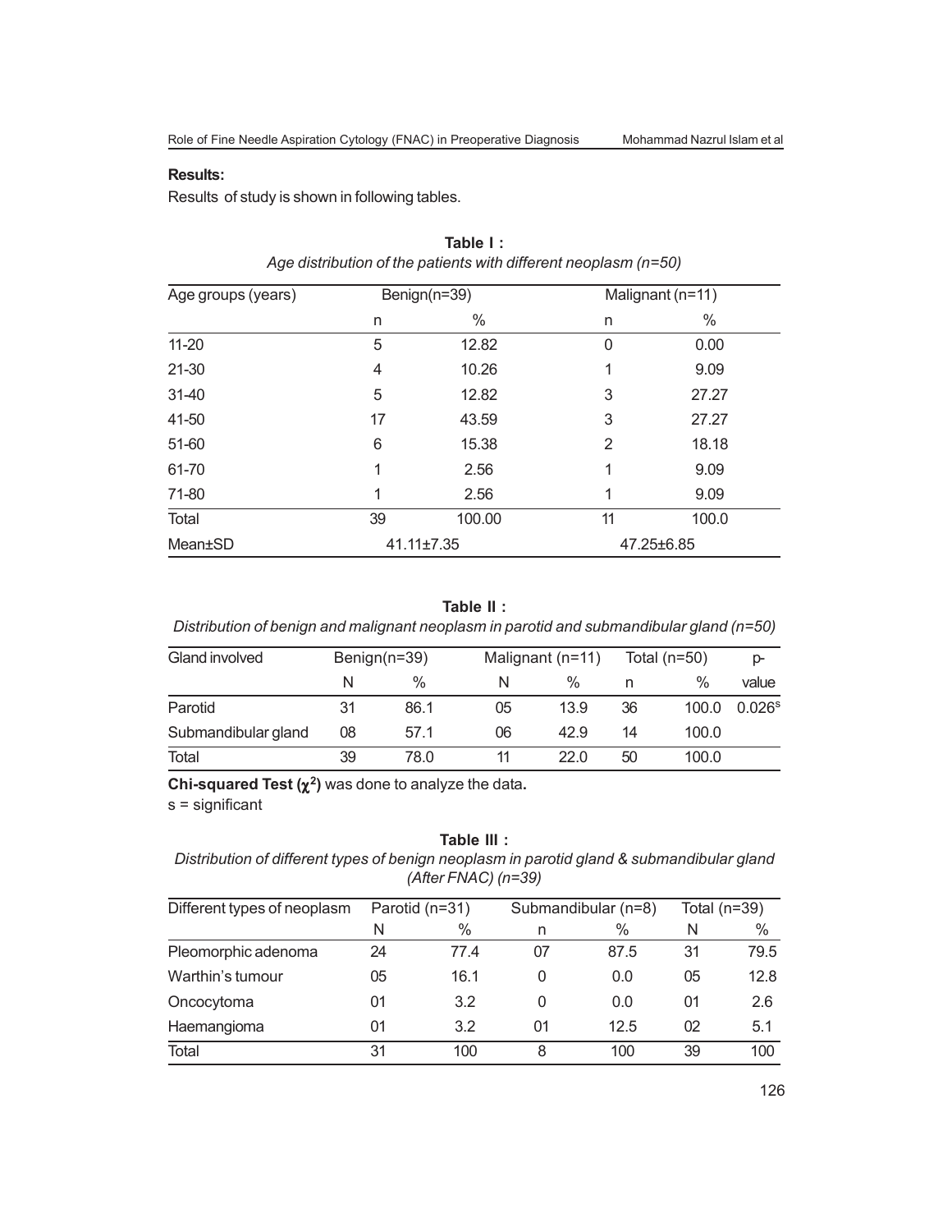**Results:**

Results of study is shown in following tables.

**Table I :**
*Age distribution of the patients with different neoplasm (n=50)*

| Age groups (years) | Benign(n=39) | | Malignant (n=11) | |
|---|---|---|---|---|
| | n | % | n | % |
| 11-20 | 5 | 12.82 | 0 | 0.00 |
| 21-30 | 4 | 10.26 | 1 | 9.09 |
| 31-40 | 5 | 12.82 | 3 | 27.27 |
| 41-50 | 17 | 43.59 | 3 | 27.27 |
| 51-60 | 6 | 15.38 | 2 | 18.18 |
| 61-70 | 1 | 2.56 | 1 | 9.09 |
| 71-80 | 1 | 2.56 | 1 | 9.09 |
| Total | 39 | 100.00 | 11 | 100.0 |
| Mean±SD | 41.11±7.35 | | 47.25±6.85 | |

**Table II :**
*Distribution of benign and malignant neoplasm in parotid and submandibular gland (n=50)*

| Gland involved | Benign(n=39) | | Malignant (n=11) | | Total (n=50) | | p-value |
|---|---|---|---|---|---|---|---|
| | N | % | N | % | n | % | |
| Parotid | 31 | 86.1 | 05 | 13.9 | 36 | 100.0 | 0.026[s] |
| Submandibular gland | 08 | 57.1 | 06 | 42.9 | 14 | 100.0 | |
| Total | 39 | 78.0 | 11 | 22.0 | 50 | 100.0 | |

**Chi-squared Test ($\chi^2$)** was done to analyze the data**.**
s = significant

**Table III :**
*Distribution of different types of benign neoplasm in parotid gland & submandibular gland (After FNAC) (n=39)*

| Different types of neoplasm | Parotid (n=31) | | Submandibular (n=8) | | Total (n=39) | |
|---|---|---|---|---|---|---|
| | N | % | n | % | N | % |
| Pleomorphic adenoma | 24 | 77.4 | 07 | 87.5 | 31 | 79.5 |
| Warthin's tumour | 05 | 16.1 | 0 | 0.0 | 05 | 12.8 |
| Oncocytoma | 01 | 3.2 | 0 | 0.0 | 01 | 2.6 |
| Haemangioma | 01 | 3.2 | 01 | 12.5 | 02 | 5.1 |
| Total | 31 | 100 | 8 | 100 | 39 | 100 |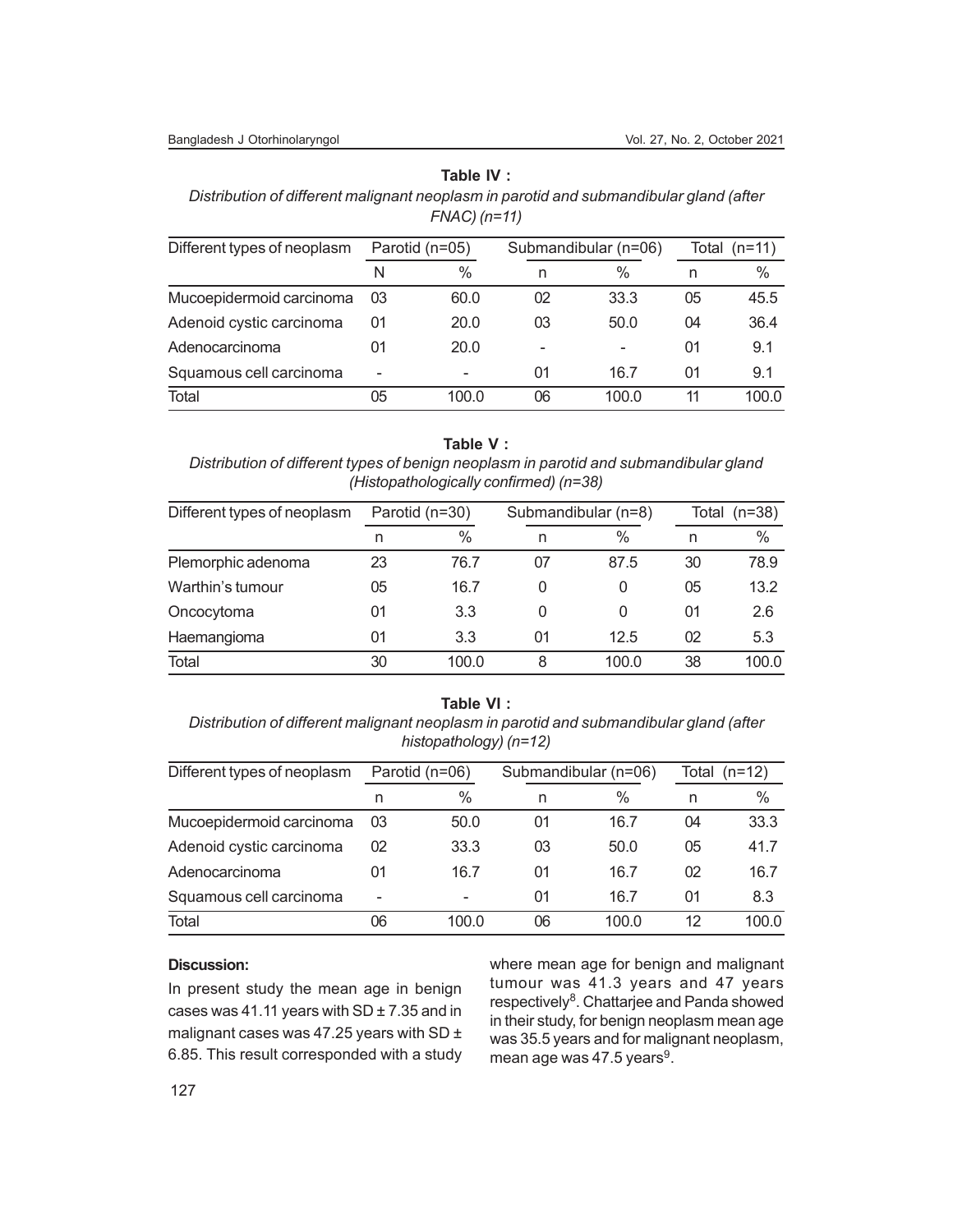**Table IV :**

*Distribution of different malignant neoplasm in parotid and submandibular gland (after FNAC) (n=11)*

| Different types of neoplasm | Parotid (n=05) | | Submandibular (n=06) | | Total (n=11) | |
|---|---|---|---|---|---|---|
| | N | % | n | % | n | % |
| Mucoepidermoid carcinoma | 03 | 60.0 | 02 | 33.3 | 05 | 45.5 |
| Adenoid cystic carcinoma | 01 | 20.0 | 03 | 50.0 | 04 | 36.4 |
| Adenocarcinoma | 01 | 20.0 | - | - | 01 | 9.1 |
| Squamous cell carcinoma | - | - | 01 | 16.7 | 01 | 9.1 |
| Total | 05 | 100.0 | 06 | 100.0 | 11 | 100.0 |

**Table V :**

*Distribution of different types of benign neoplasm in parotid and submandibular gland (Histopathologically confirmed) (n=38)*

| Different types of neoplasm | Parotid (n=30) | | Submandibular (n=8) | | Total (n=38) | |
|---|---|---|---|---|---|---|
| | n | % | n | % | n | % |
| Plemorphic adenoma | 23 | 76.7 | 07 | 87.5 | 30 | 78.9 |
| Warthin's tumour | 05 | 16.7 | 0 | 0 | 05 | 13.2 |
| Oncocytoma | 01 | 3.3 | 0 | 0 | 01 | 2.6 |
| Haemangioma | 01 | 3.3 | 01 | 12.5 | 02 | 5.3 |
| Total | 30 | 100.0 | 8 | 100.0 | 38 | 100.0 |

**Table VI :**

*Distribution of different malignant neoplasm in parotid and submandibular gland (after histopathology) (n=12)*

| Different types of neoplasm | Parotid (n=06) | | Submandibular (n=06) | | Total (n=12) | |
|---|---|---|---|---|---|---|
| | n | % | n | % | n | % |
| Mucoepidermoid carcinoma | 03 | 50.0 | 01 | 16.7 | 04 | 33.3 |
| Adenoid cystic carcinoma | 02 | 33.3 | 03 | 50.0 | 05 | 41.7 |
| Adenocarcinoma | 01 | 16.7 | 01 | 16.7 | 02 | 16.7 |
| Squamous cell carcinoma | - | - | 01 | 16.7 | 01 | 8.3 |
| Total | 06 | 100.0 | 06 | 100.0 | 12 | 100.0 |

## Discussion:

In present study the mean age in benign cases was 41.11 years with SD ± 7.35 and in malignant cases was 47.25 years with SD ± 6.85. This result corresponded with a study where mean age for benign and malignant tumour was 41.3 years and 47 years respectively[8]. Chattarjee and Panda showed in their study, for benign neoplasm mean age was 35.5 years and for malignant neoplasm, mean age was 47.5 years[9].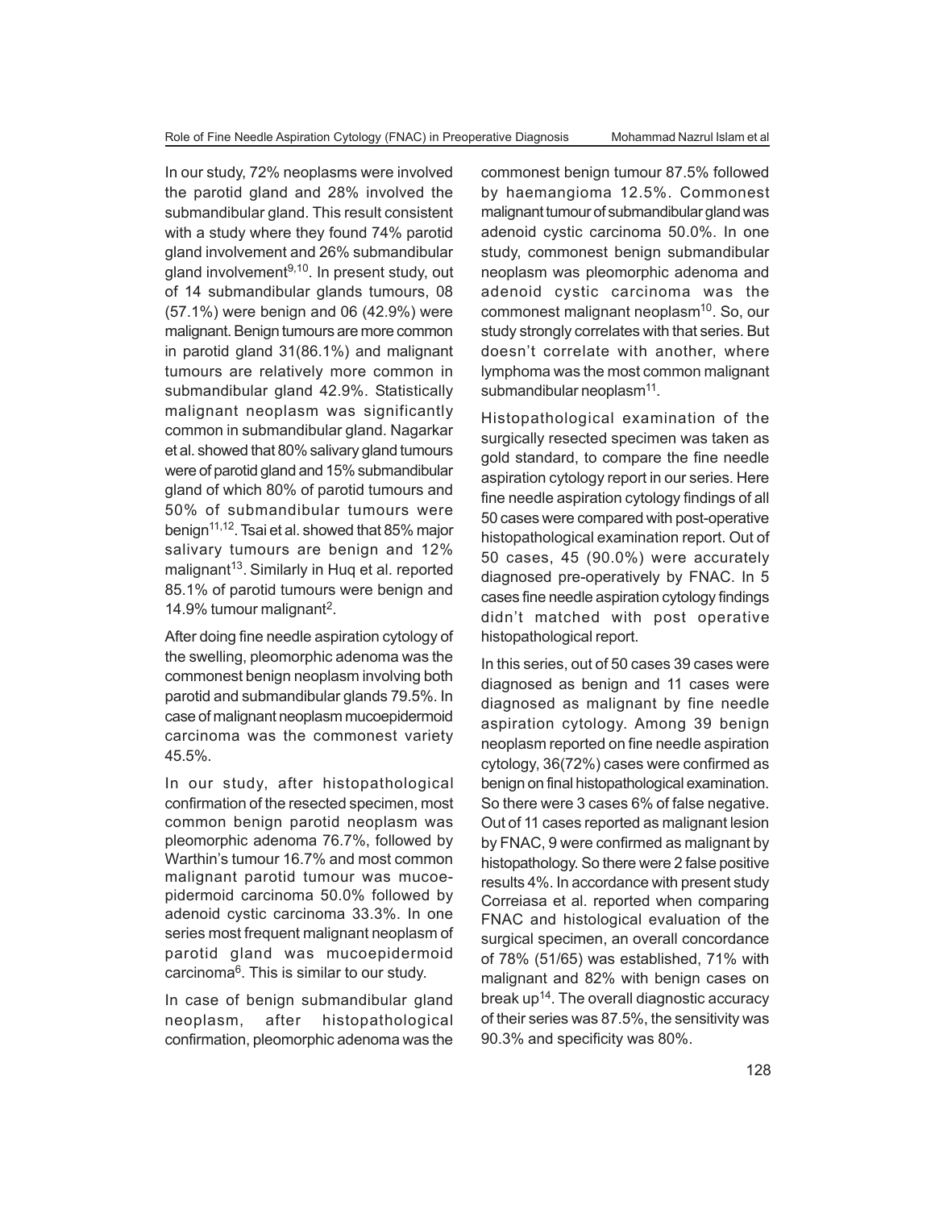In our study, 72% neoplasms were involved the parotid gland and 28% involved the submandibular gland. This result consistent with a study where they found 74% parotid gland involvement and 26% submandibular gland involvement[9,10]. In present study, out of 14 submandibular glands tumours, 08 (57.1%) were benign and 06 (42.9%) were malignant. Benign tumours are more common in parotid gland 31(86.1%) and malignant tumours are relatively more common in submandibular gland 42.9%. Statistically malignant neoplasm was significantly common in submandibular gland. Nagarkar et al. showed that 80% salivary gland tumours were of parotid gland and 15% submandibular gland of which 80% of parotid tumours and 50% of submandibular tumours were benign[11,12]. Tsai et al. showed that 85% major salivary tumours are benign and 12% malignant[13]. Similarly in Huq et al. reported 85.1% of parotid tumours were benign and 14.9% tumour malignant[2].

After doing fine needle aspiration cytology of the swelling, pleomorphic adenoma was the commonest benign neoplasm involving both parotid and submandibular glands 79.5%. In case of malignant neoplasm mucoepidermoid carcinoma was the commonest variety 45.5%.

In our study, after histopathological confirmation of the resected specimen, most common benign parotid neoplasm was pleomorphic adenoma 76.7%, followed by Warthin's tumour 16.7% and most common malignant parotid tumour was mucoepidermoid carcinoma 50.0% followed by adenoid cystic carcinoma 33.3%. In one series most frequent malignant neoplasm of parotid gland was mucoepidermoid carcinoma[6]. This is similar to our study.

In case of benign submandibular gland neoplasm, after histopathological confirmation, pleomorphic adenoma was the commonest benign tumour 87.5% followed by haemangioma 12.5%. Commonest malignant tumour of submandibular gland was adenoid cystic carcinoma 50.0%. In one study, commonest benign submandibular neoplasm was pleomorphic adenoma and adenoid cystic carcinoma was the commonest malignant neoplasm[10]. So, our study strongly correlates with that series. But doesn't correlate with another, where lymphoma was the most common malignant submandibular neoplasm[11].

Histopathological examination of the surgically resected specimen was taken as gold standard, to compare the fine needle aspiration cytology report in our series. Here fine needle aspiration cytology findings of all 50 cases were compared with post-operative histopathological examination report. Out of 50 cases, 45 (90.0%) were accurately diagnosed pre-operatively by FNAC. In 5 cases fine needle aspiration cytology findings didn't matched with post operative histopathological report.

In this series, out of 50 cases 39 cases were diagnosed as benign and 11 cases were diagnosed as malignant by fine needle aspiration cytology. Among 39 benign neoplasm reported on fine needle aspiration cytology, 36(72%) cases were confirmed as benign on final histopathological examination. So there were 3 cases 6% of false negative. Out of 11 cases reported as malignant lesion by FNAC, 9 were confirmed as malignant by histopathology. So there were 2 false positive results 4%. In accordance with present study Correiasa et al. reported when comparing FNAC and histological evaluation of the surgical specimen, an overall concordance of 78% (51/65) was established, 71% with malignant and 82% with benign cases on break up[14]. The overall diagnostic accuracy of their series was 87.5%, the sensitivity was 90.3% and specificity was 80%.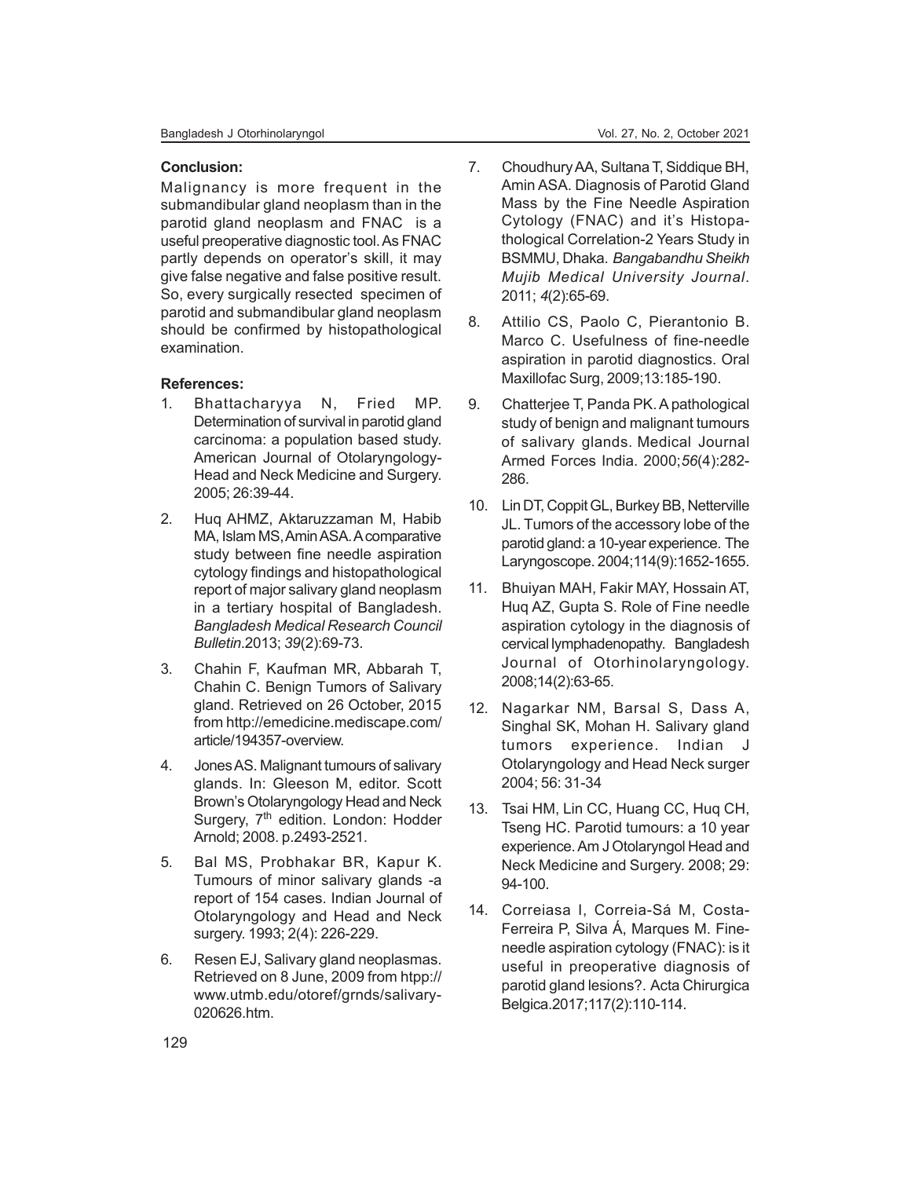**Conclusion:**

Malignancy is more frequent in the submandibular gland neoplasm than in the parotid gland neoplasm and FNAC is a useful preoperative diagnostic tool. As FNAC partly depends on operator's skill, it may give false negative and false positive result. So, every surgically resected specimen of parotid and submandibular gland neoplasm should be confirmed by histopathological examination.

**References:**

1. Bhattacharyya N, Fried MP. Determination of survival in parotid gland carcinoma: a population based study. American Journal of Otolaryngology-Head and Neck Medicine and Surgery. 2005; 26:39-44.
2. Huq AHMZ, Aktaruzzaman M, Habib MA, Islam MS, Amin ASA. A comparative study between fine needle aspiration cytology findings and histopathological report of major salivary gland neoplasm in a tertiary hospital of Bangladesh. *Bangladesh Medical Research Council Bulletin*.2013; *39*(2):69-73.
3. Chahin F, Kaufman MR, Abbarah T, Chahin C. Benign Tumors of Salivary gland. Retrieved on 26 October, 2015 from http://emedicine.mediscape.com/article/194357-overview.
4. Jones AS. Malignant tumours of salivary glands. In: Gleeson M, editor. Scott Brown's Otolaryngology Head and Neck Surgery, 7th edition. London: Hodder Arnold; 2008. p.2493-2521.
5. Bal MS, Probhakar BR, Kapur K. Tumours of minor salivary glands -a report of 154 cases. Indian Journal of Otolaryngology and Head and Neck surgery. 1993; 2(4): 226-229.
6. Resen EJ, Salivary gland neoplasmas. Retrieved on 8 June, 2009 from htpp://www.utmb.edu/otoref/grnds/salivary-020626.htm.
7. Choudhury AA, Sultana T, Siddique BH, Amin ASA. Diagnosis of Parotid Gland Mass by the Fine Needle Aspiration Cytology (FNAC) and it's Histopathological Correlation-2 Years Study in BSMMU, Dhaka. *Bangabandhu Sheikh Mujib Medical University Journal*. 2011; *4*(2):65-69.
8. Attilio CS, Paolo C, Pierantonio B. Marco C. Usefulness of fine-needle aspiration in parotid diagnostics. Oral Maxillofac Surg, 2009;13:185-190.
9. Chatterjee T, Panda PK. A pathological study of benign and malignant tumours of salivary glands. Medical Journal Armed Forces India. 2000;*56*(4):282-286.
10. Lin DT, Coppit GL, Burkey BB, Netterville JL. Tumors of the accessory lobe of the parotid gland: a 10-year experience. The Laryngoscope. 2004;114(9):1652-1655.
11. Bhuiyan MAH, Fakir MAY, Hossain AT, Huq AZ, Gupta S. Role of Fine needle aspiration cytology in the diagnosis of cervical lymphadenopathy. Bangladesh Journal of Otorhinolaryngology. 2008;14(2):63-65.
12. Nagarkar NM, Barsal S, Dass A, Singhal SK, Mohan H. Salivary gland tumors experience. Indian J Otolaryngology and Head Neck surger 2004; 56: 31-34
13. Tsai HM, Lin CC, Huang CC, Huq CH, Tseng HC. Parotid tumours: a 10 year experience. Am J Otolaryngol Head and Neck Medicine and Surgery. 2008; 29: 94-100.
14. Correiasa I, Correia-Sá M, Costa-Ferreira P, Silva Á, Marques M. Fine-needle aspiration cytology (FNAC): is it useful in preoperative diagnosis of parotid gland lesions?. Acta Chirurgica Belgica.2017;117(2):110-114.